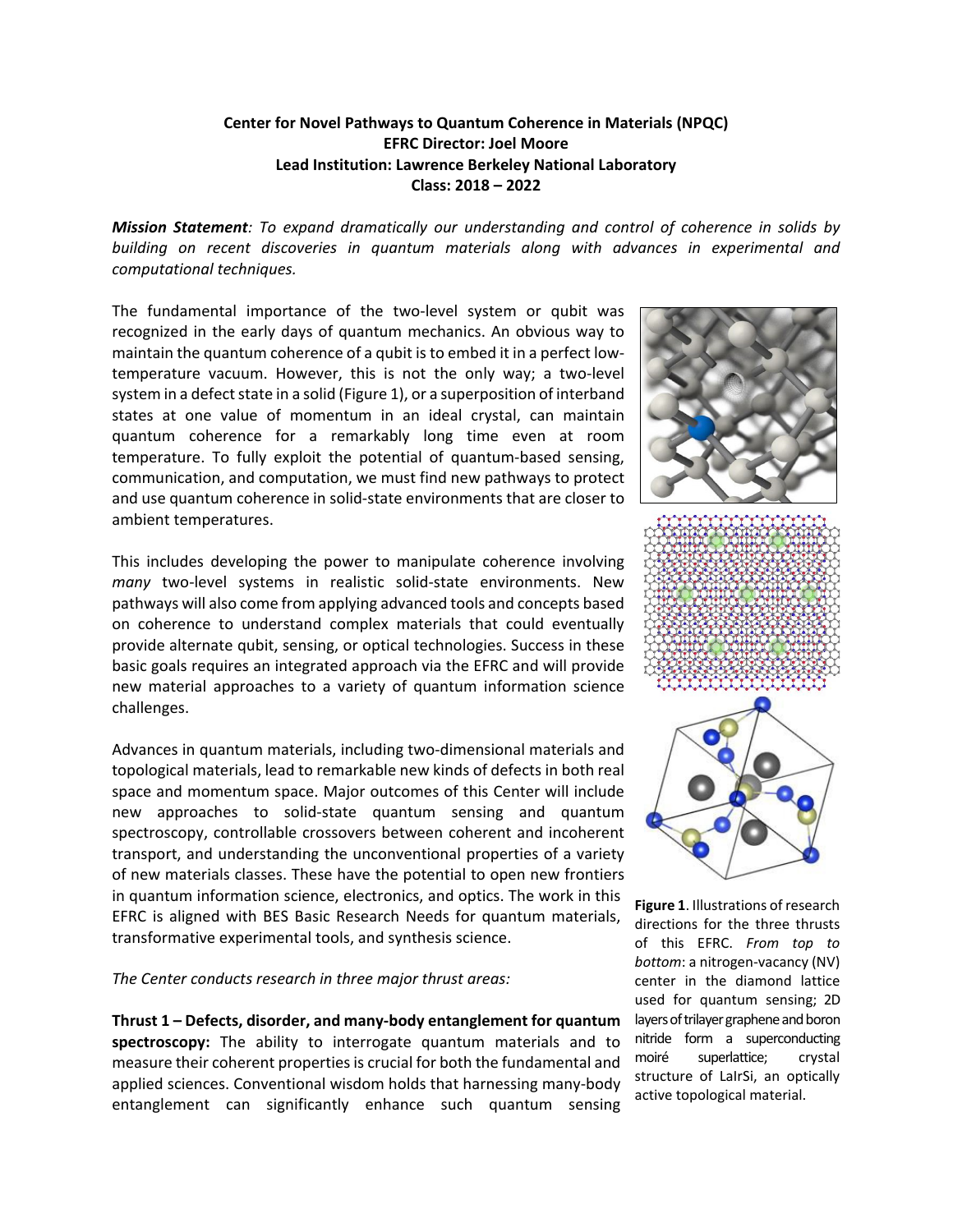**Center for Novel Pathways to Quantum Coherence in Materials (NPQC)**
**EFRC Director: Joel Moore**
**Lead Institution: Lawrence Berkeley National Laboratory**
**Class: 2018 – 2022**

***Mission Statement**: To expand dramatically our understanding and control of coherence in solids by building on recent discoveries in quantum materials along with advances in experimental and computational techniques.*

The fundamental importance of the two-level system or qubit was recognized in the early days of quantum mechanics. An obvious way to maintain the quantum coherence of a qubit is to embed it in a perfect low-temperature vacuum. However, this is not the only way; a two-level system in a defect state in a solid (Figure 1), or a superposition of interband states at one value of momentum in an ideal crystal, can maintain quantum coherence for a remarkably long time even at room temperature. To fully exploit the potential of quantum-based sensing, communication, and computation, we must find new pathways to protect and use quantum coherence in solid-state environments that are closer to ambient temperatures.

This includes developing the power to manipulate coherence involving *many* two-level systems in realistic solid-state environments. New pathways will also come from applying advanced tools and concepts based on coherence to understand complex materials that could eventually provide alternate qubit, sensing, or optical technologies. Success in these basic goals requires an integrated approach via the EFRC and will provide new material approaches to a variety of quantum information science challenges.

Advances in quantum materials, including two-dimensional materials and topological materials, lead to remarkable new kinds of defects in both real space and momentum space. Major outcomes of this Center will include new approaches to solid-state quantum sensing and quantum spectroscopy, controllable crossovers between coherent and incoherent transport, and understanding the unconventional properties of a variety of new materials classes. These have the potential to open new frontiers in quantum information science, electronics, and optics. The work in this EFRC is aligned with BES Basic Research Needs for quantum materials, transformative experimental tools, and synthesis science.

**Figure 1**. Illustrations of research directions for the three thrusts of this EFRC. *From top to bottom*: a nitrogen-vacancy (NV) center in the diamond lattice used for quantum sensing; 2D layers of trilayer graphene and boron nitride form a superconducting moiré superlattice; crystal structure of LaIrSi, an optically active topological material.

*The Center conducts research in three major thrust areas:*

**Thrust 1 – Defects, disorder, and many-body entanglement for quantum spectroscopy:** The ability to interrogate quantum materials and to measure their coherent properties is crucial for both the fundamental and applied sciences. Conventional wisdom holds that harnessing many-body entanglement can significantly enhance such quantum sensing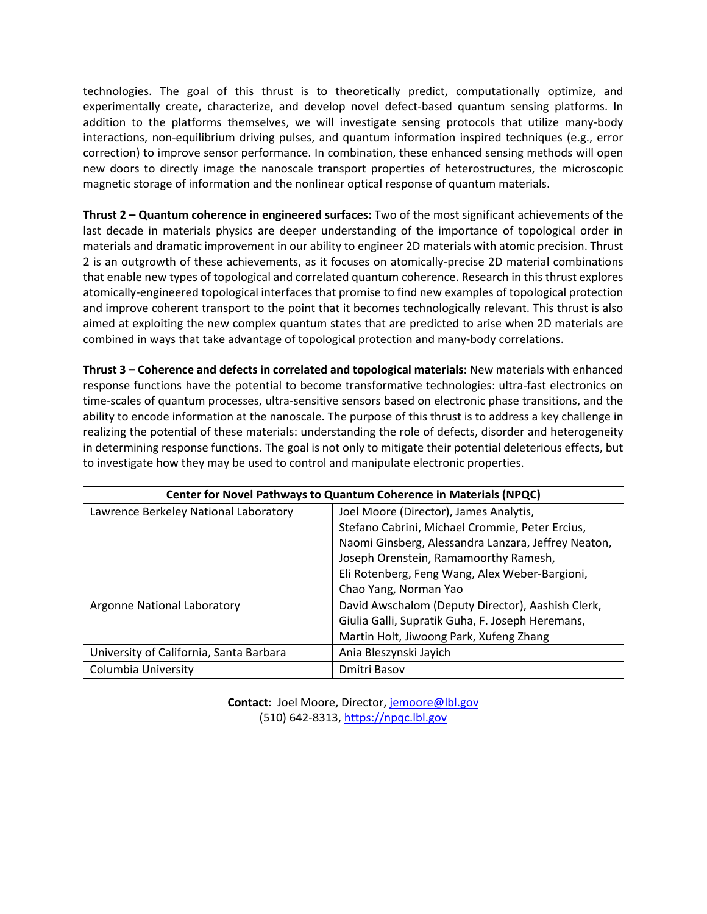technologies. The goal of this thrust is to theoretically predict, computationally optimize, and experimentally create, characterize, and develop novel defect-based quantum sensing platforms. In addition to the platforms themselves, we will investigate sensing protocols that utilize many-body interactions, non-equilibrium driving pulses, and quantum information inspired techniques (e.g., error correction) to improve sensor performance. In combination, these enhanced sensing methods will open new doors to directly image the nanoscale transport properties of heterostructures, the microscopic magnetic storage of information and the nonlinear optical response of quantum materials.

**Thrust 2 – Quantum coherence in engineered surfaces:** Two of the most significant achievements of the last decade in materials physics are deeper understanding of the importance of topological order in materials and dramatic improvement in our ability to engineer 2D materials with atomic precision. Thrust 2 is an outgrowth of these achievements, as it focuses on atomically-precise 2D material combinations that enable new types of topological and correlated quantum coherence. Research in this thrust explores atomically-engineered topological interfaces that promise to find new examples of topological protection and improve coherent transport to the point that it becomes technologically relevant. This thrust is also aimed at exploiting the new complex quantum states that are predicted to arise when 2D materials are combined in ways that take advantage of topological protection and many-body correlations.

**Thrust 3 – Coherence and defects in correlated and topological materials:** New materials with enhanced response functions have the potential to become transformative technologies: ultra-fast electronics on time-scales of quantum processes, ultra-sensitive sensors based on electronic phase transitions, and the ability to encode information at the nanoscale. The purpose of this thrust is to address a key challenge in realizing the potential of these materials: understanding the role of defects, disorder and heterogeneity in determining response functions. The goal is not only to mitigate their potential deleterious effects, but to investigate how they may be used to control and manipulate electronic properties.

| Center for Novel Pathways to Quantum Coherence in Materials (NPQC) | |
|---|---|
| Lawrence Berkeley National Laboratory | Joel Moore (Director), James Analytis, Stefano Cabrini, Michael Crommie, Peter Ercius, Naomi Ginsberg, Alessandra Lanzara, Jeffrey Neaton, Joseph Orenstein, Ramamoorthy Ramesh, Eli Rotenberg, Feng Wang, Alex Weber-Bargioni, Chao Yang, Norman Yao |
| Argonne National Laboratory | David Awschalom (Deputy Director), Aashish Clerk, Giulia Galli, Supratik Guha, F. Joseph Heremans, Martin Holt, Jiwoong Park, Xufeng Zhang |
| University of California, Santa Barbara | Ania Bleszynski Jayich |
| Columbia University | Dmitri Basov |

**Contact**: Joel Moore, Director, jemoore@lbl.gov
(510) 642-8313, https://npqc.lbl.gov